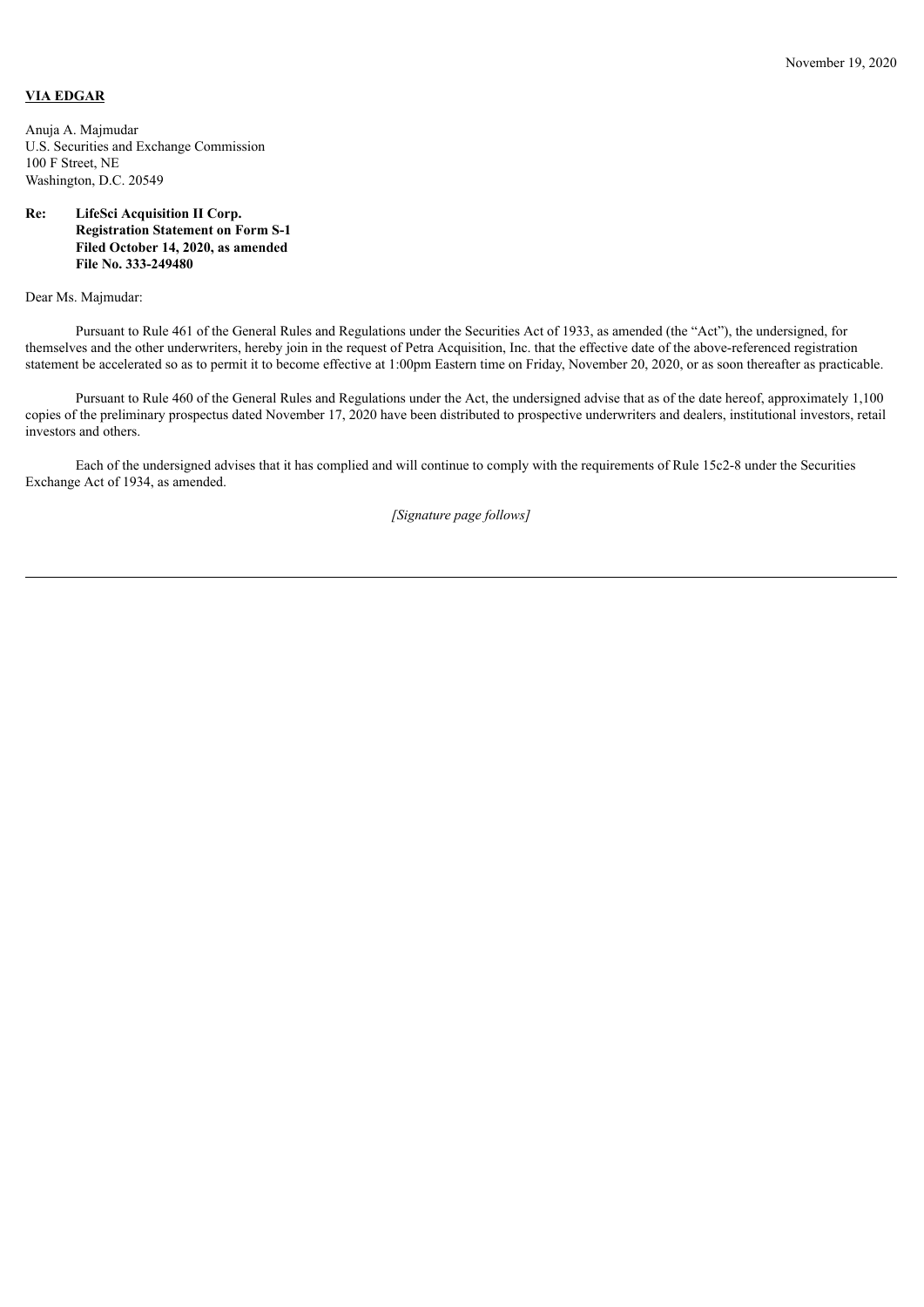November 19, 2020

**VIA EDGAR**

Anuja A. Majmudar
U.S. Securities and Exchange Commission
100 F Street, NE
Washington, D.C. 20549

**Re: LifeSci Acquisition II Corp.**
**Registration Statement on Form S-1**
**Filed October 14, 2020, as amended**
**File No. 333-249480**

Dear Ms. Majmudar:

Pursuant to Rule 461 of the General Rules and Regulations under the Securities Act of 1933, as amended (the "Act"), the undersigned, for themselves and the other underwriters, hereby join in the request of Petra Acquisition, Inc. that the effective date of the above-referenced registration statement be accelerated so as to permit it to become effective at 1:00pm Eastern time on Friday, November 20, 2020, or as soon thereafter as practicable.

Pursuant to Rule 460 of the General Rules and Regulations under the Act, the undersigned advise that as of the date hereof, approximately 1,100 copies of the preliminary prospectus dated November 17, 2020 have been distributed to prospective underwriters and dealers, institutional investors, retail investors and others.

Each of the undersigned advises that it has complied and will continue to comply with the requirements of Rule 15c2-8 under the Securities Exchange Act of 1934, as amended.

*[Signature page follows]*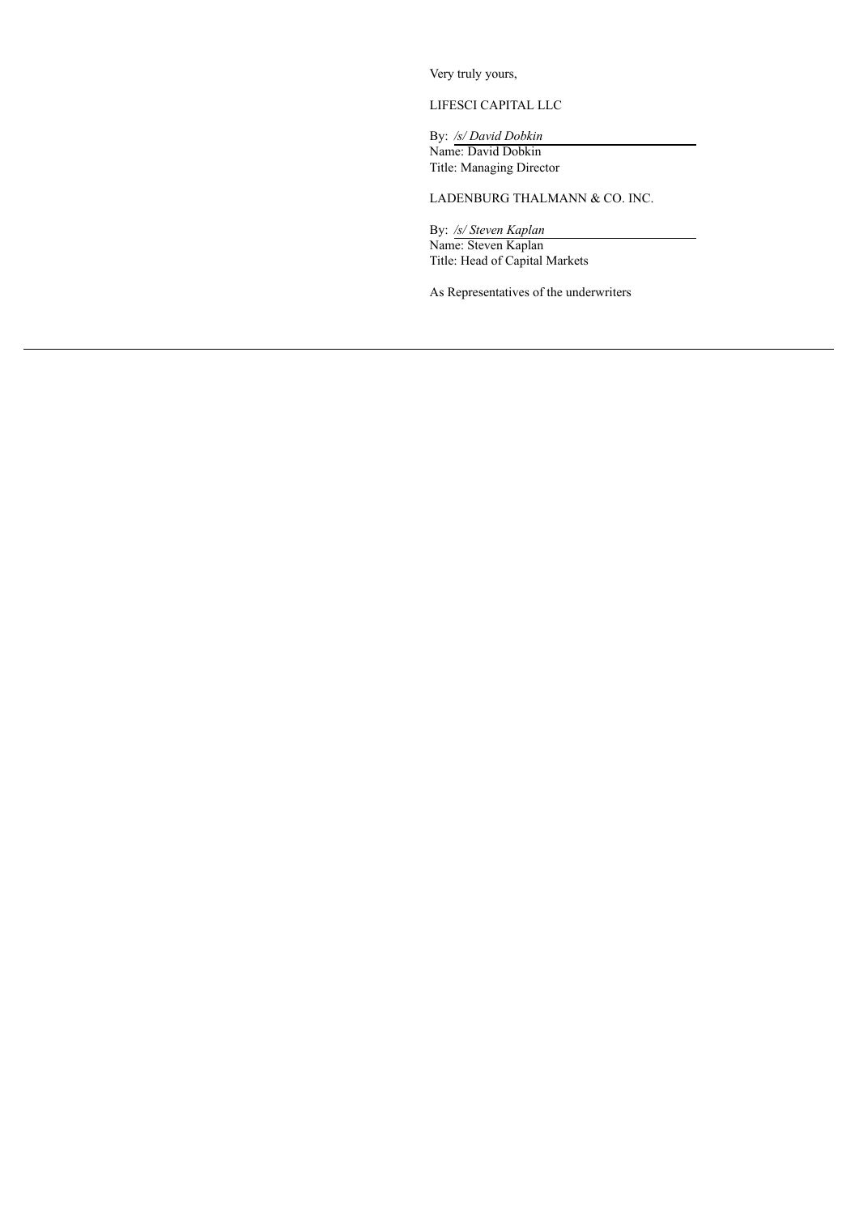Very truly yours,

LIFESCI CAPITAL LLC

By: */s/ David Dobkin*
Name: David Dobkin
Title: Managing Director

LADENBURG THALMANN & CO. INC.

By: */s/ Steven Kaplan*
Name: Steven Kaplan
Title: Head of Capital Markets

As Representatives of the underwriters